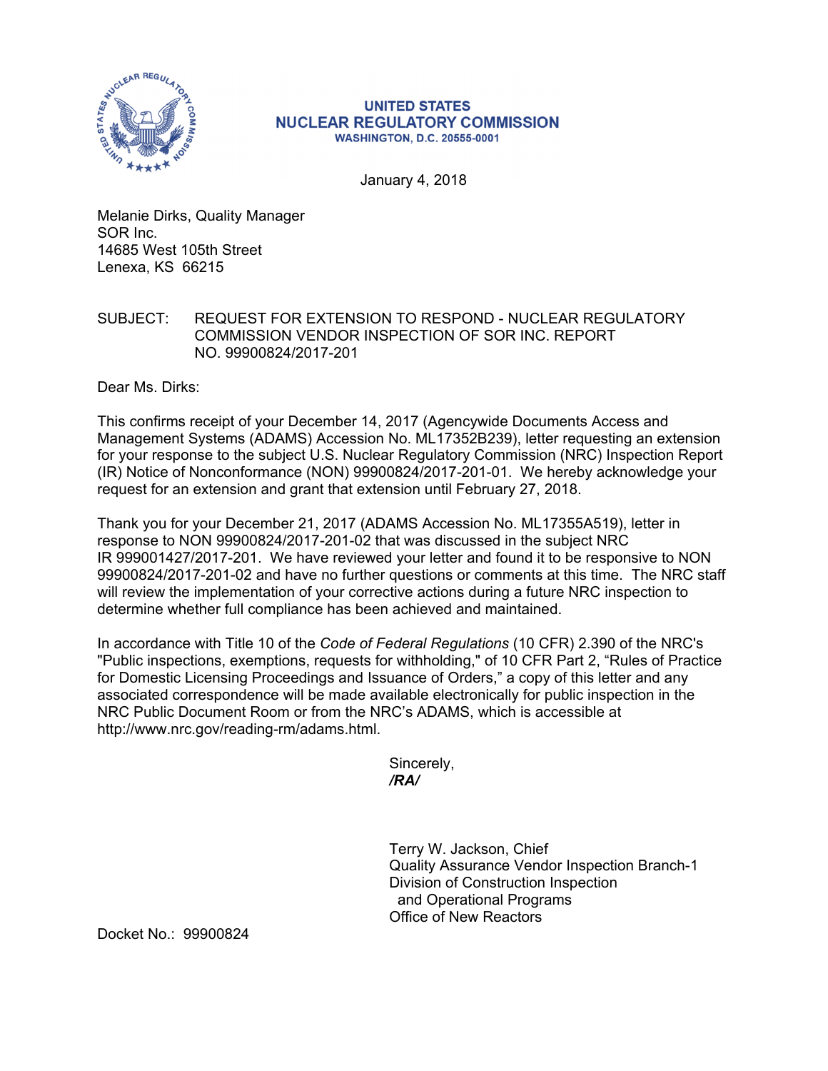**UNITED STATES**
**NUCLEAR REGULATORY COMMISSION**
**WASHINGTON, D.C. 20555-0001**

January 4, 2018

Melanie Dirks, Quality Manager
SOR Inc.
14685 West 105th Street
Lenexa, KS 66215

SUBJECT: REQUEST FOR EXTENSION TO RESPOND - NUCLEAR REGULATORY COMMISSION VENDOR INSPECTION OF SOR INC. REPORT NO. 99900824/2017-201

Dear Ms. Dirks:

This confirms receipt of your December 14, 2017 (Agencywide Documents Access and Management Systems (ADAMS) Accession No. ML17352B239), letter requesting an extension for your response to the subject U.S. Nuclear Regulatory Commission (NRC) Inspection Report (IR) Notice of Nonconformance (NON) 99900824/2017-201-01. We hereby acknowledge your request for an extension and grant that extension until February 27, 2018.

Thank you for your December 21, 2017 (ADAMS Accession No. ML17355A519), letter in response to NON 99900824/2017-201-02 that was discussed in the subject NRC IR 999001427/2017-201. We have reviewed your letter and found it to be responsive to NON 99900824/2017-201-02 and have no further questions or comments at this time. The NRC staff will review the implementation of your corrective actions during a future NRC inspection to determine whether full compliance has been achieved and maintained.

In accordance with Title 10 of the *Code of Federal Regulations* (10 CFR) 2.390 of the NRC's "Public inspections, exemptions, requests for withholding," of 10 CFR Part 2, "Rules of Practice for Domestic Licensing Proceedings and Issuance of Orders," a copy of this letter and any associated correspondence will be made available electronically for public inspection in the NRC Public Document Room or from the NRC's ADAMS, which is accessible at http://www.nrc.gov/reading-rm/adams.html.

Sincerely,
***/RA/***

Terry W. Jackson, Chief
Quality Assurance Vendor Inspection Branch-1
Division of Construction Inspection
and Operational Programs
Office of New Reactors

Docket No.: 99900824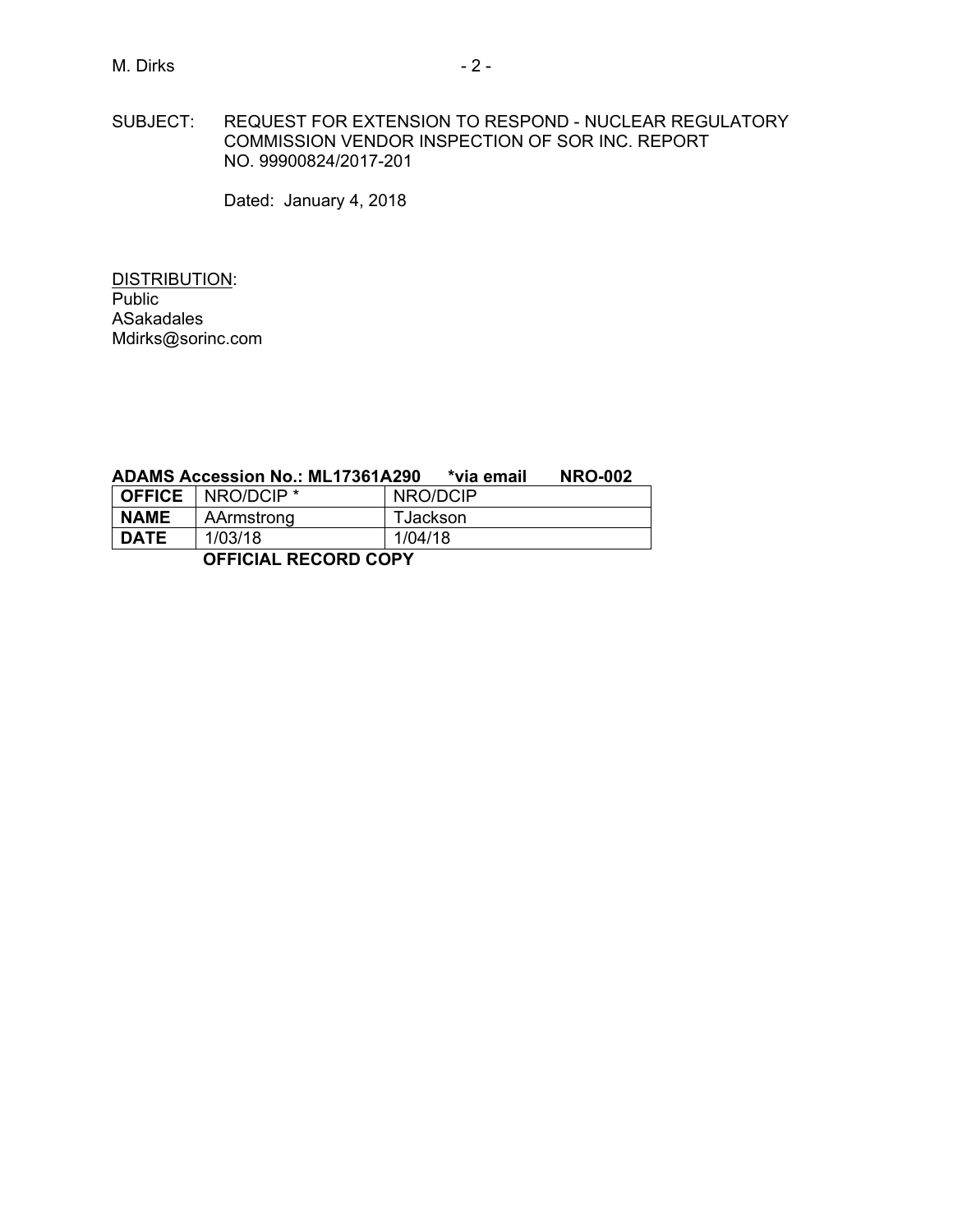SUBJECT: REQUEST FOR EXTENSION TO RESPOND - NUCLEAR REGULATORY COMMISSION VENDOR INSPECTION OF SOR INC. REPORT NO. 99900824/2017-201

Dated: January 4, 2018

DISTRIBUTION:
Public
ASakadales
Mdirks@sorinc.com

**ADAMS Accession No.: ML17361A290 \*via email NRO-002**

| | | |
|---|---|---|
| **OFFICE** | NRO/DCIP * | NRO/DCIP |
| **NAME** | AArmstrong | TJackson |
| **DATE** | 1/03/18 | 1/04/18 |

**OFFICIAL RECORD COPY**